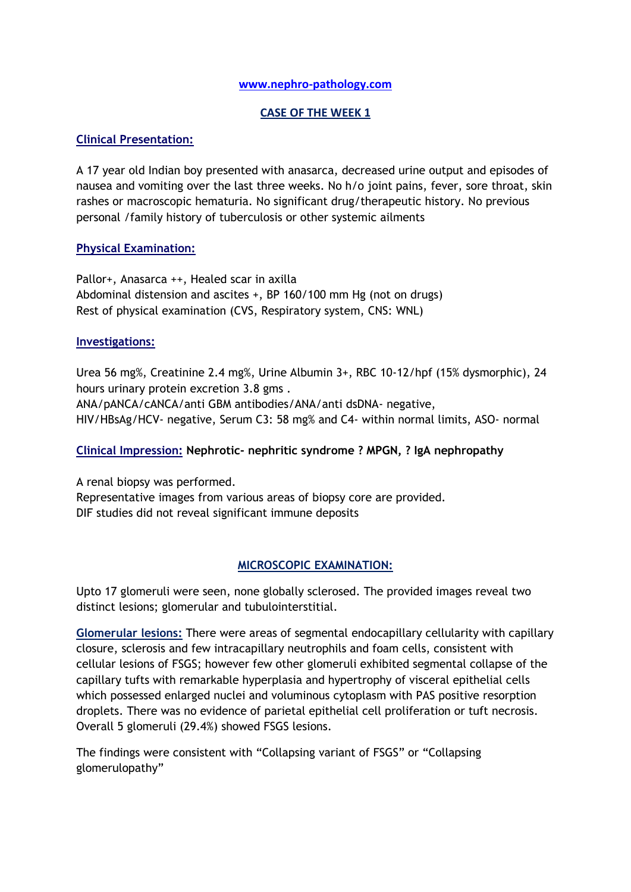**www.nephro-pathology.com**

## CASE OF THE WEEK 1

### Clinical Presentation:

A 17 year old Indian boy presented with anasarca, decreased urine output and episodes of nausea and vomiting over the last three weeks. No h/o joint pains, fever, sore throat, skin rashes or macroscopic hematuria. No significant drug/therapeutic history. No previous personal /family history of tuberculosis or other systemic ailments

### Physical Examination:

Pallor+, Anasarca ++, Healed scar in axilla
Abdominal distension and ascites +, BP 160/100 mm Hg (not on drugs)
Rest of physical examination (CVS, Respiratory system, CNS: WNL)

### Investigations:

Urea 56 mg%, Creatinine 2.4 mg%, Urine Albumin 3+, RBC 10-12/hpf (15% dysmorphic), 24 hours urinary protein excretion 3.8 gms .
ANA/pANCA/cANCA/anti GBM antibodies/ANA/anti dsDNA- negative,
HIV/HBsAg/HCV- negative, Serum C3: 58 mg% and C4- within normal limits, ASO- normal

**Clinical Impression:** **Nephrotic- nephritic syndrome ? MPGN, ? IgA nephropathy**

A renal biopsy was performed.
Representative images from various areas of biopsy core are provided.
DIF studies did not reveal significant immune deposits

## MICROSCOPIC EXAMINATION:

Upto 17 glomeruli were seen, none globally sclerosed. The provided images reveal two distinct lesions; glomerular and tubulointerstitial.

**Glomerular lesions:** There were areas of segmental endocapillary cellularity with capillary closure, sclerosis and few intracapillary neutrophils and foam cells, consistent with cellular lesions of FSGS; however few other glomeruli exhibited segmental collapse of the capillary tufts with remarkable hyperplasia and hypertrophy of visceral epithelial cells which possessed enlarged nuclei and voluminous cytoplasm with PAS positive resorption droplets. There was no evidence of parietal epithelial cell proliferation or tuft necrosis. Overall 5 glomeruli (29.4%) showed FSGS lesions.

The findings were consistent with "Collapsing variant of FSGS" or "Collapsing glomerulopathy"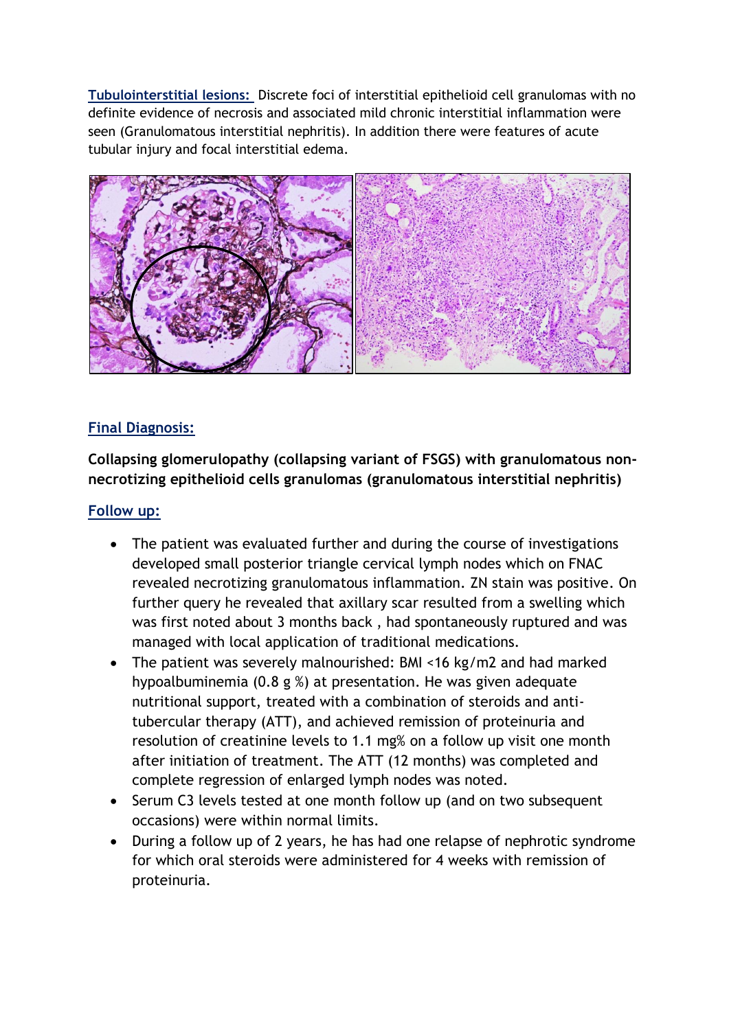**Tubulointerstitial lesions:** Discrete foci of interstitial epithelioid cell granulomas with no definite evidence of necrosis and associated mild chronic interstitial inflammation were seen (Granulomatous interstitial nephritis). In addition there were features of acute tubular injury and focal interstitial edema.

## Final Diagnosis:

**Collapsing glomerulopathy (collapsing variant of FSGS) with granulomatous non-necrotizing epithelioid cells granulomas (granulomatous interstitial nephritis)**

## Follow up:

- The patient was evaluated further and during the course of investigations developed small posterior triangle cervical lymph nodes which on FNAC revealed necrotizing granulomatous inflammation. ZN stain was positive. On further query he revealed that axillary scar resulted from a swelling which was first noted about 3 months back , had spontaneously ruptured and was managed with local application of traditional medications.
- The patient was severely malnourished: BMI <16 kg/m2 and had marked hypoalbuminemia (0.8 g %) at presentation. He was given adequate nutritional support, treated with a combination of steroids and anti-tubercular therapy (ATT), and achieved remission of proteinuria and resolution of creatinine levels to 1.1 mg% on a follow up visit one month after initiation of treatment. The ATT (12 months) was completed and complete regression of enlarged lymph nodes was noted.
- Serum C3 levels tested at one month follow up (and on two subsequent occasions) were within normal limits.
- During a follow up of 2 years, he has had one relapse of nephrotic syndrome for which oral steroids were administered for 4 weeks with remission of proteinuria.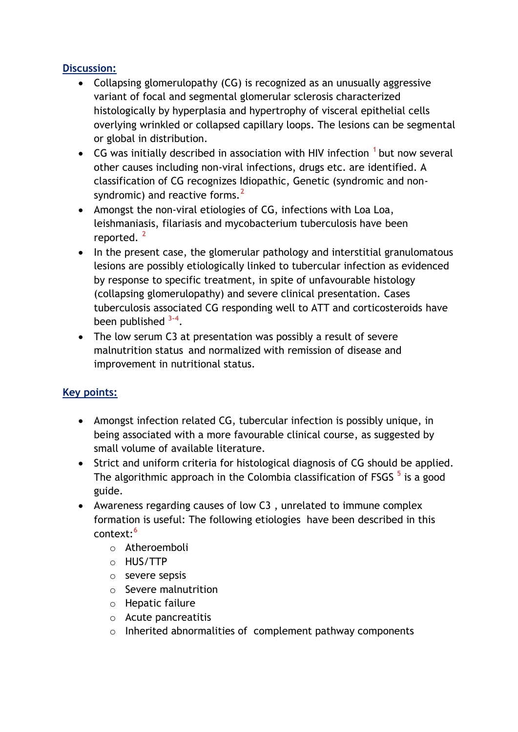## Discussion:

- Collapsing glomerulopathy (CG) is recognized as an unusually aggressive variant of focal and segmental glomerular sclerosis characterized histologically by hyperplasia and hypertrophy of visceral epithelial cells overlying wrinkled or collapsed capillary loops. The lesions can be segmental or global in distribution.
- CG was initially described in association with HIV infection [1] but now several other causes including non-viral infections, drugs etc. are identified. A classification of CG recognizes Idiopathic, Genetic (syndromic and non-syndromic) and reactive forms.[2]
- Amongst the non-viral etiologies of CG, infections with Loa Loa, leishmaniasis, filariasis and mycobacterium tuberculosis have been reported. [2]
- In the present case, the glomerular pathology and interstitial granulomatous lesions are possibly etiologically linked to tubercular infection as evidenced by response to specific treatment, in spite of unfavourable histology (collapsing glomerulopathy) and severe clinical presentation. Cases tuberculosis associated CG responding well to ATT and corticosteroids have been published [3-4].
- The low serum C3 at presentation was possibly a result of severe malnutrition status and normalized with remission of disease and improvement in nutritional status.

## Key points:

- Amongst infection related CG, tubercular infection is possibly unique, in being associated with a more favourable clinical course, as suggested by small volume of available literature.
- Strict and uniform criteria for histological diagnosis of CG should be applied. The algorithmic approach in the Colombia classification of FSGS [5] is a good guide.
- Awareness regarding causes of low C3 , unrelated to immune complex formation is useful: The following etiologies have been described in this context:[6]
  - Atheroemboli
  - HUS/TTP
  - severe sepsis
  - Severe malnutrition
  - Hepatic failure
  - Acute pancreatitis
  - Inherited abnormalities of complement pathway components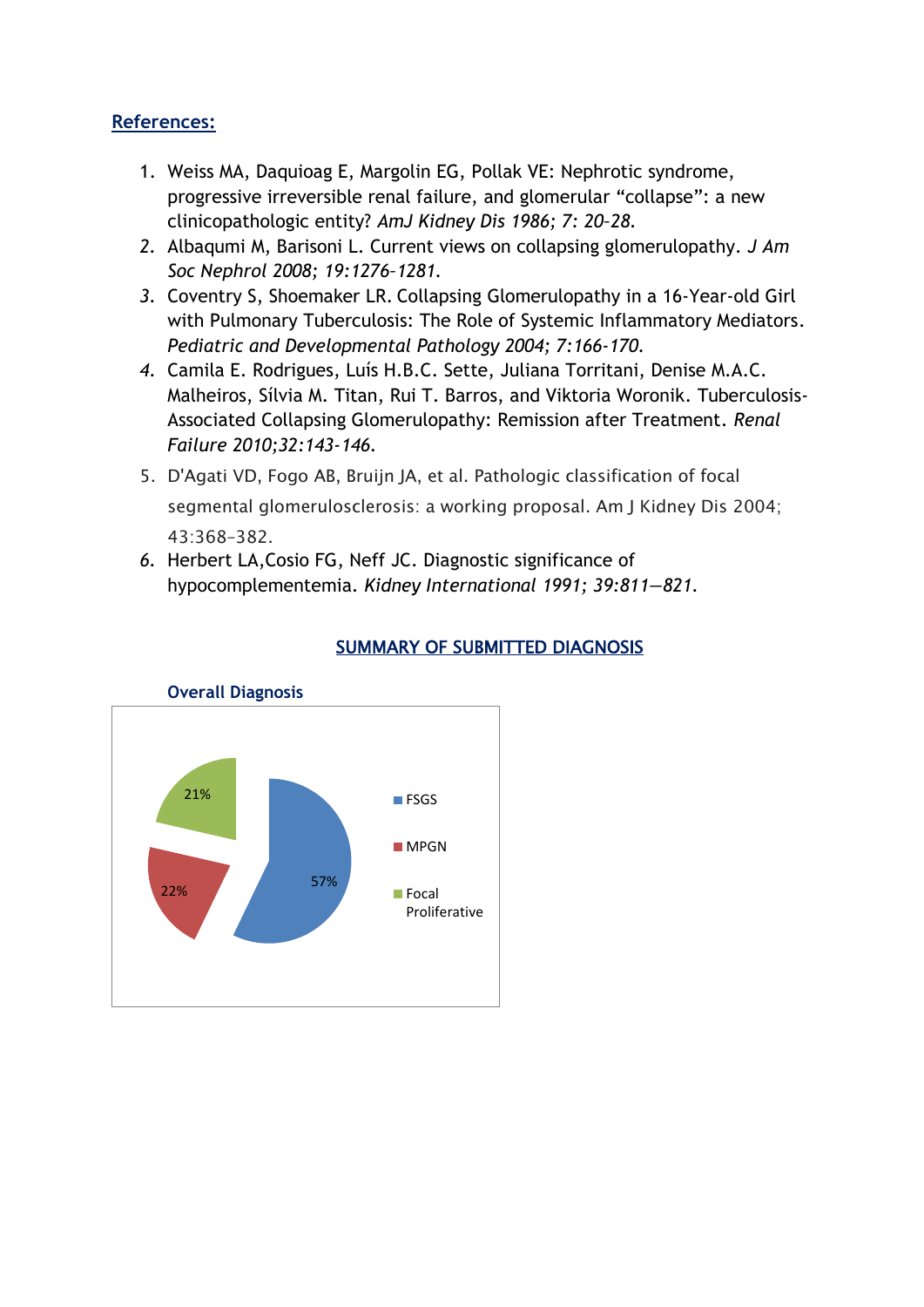## References:

1. Weiss MA, Daquioag E, Margolin EG, Pollak VE: Nephrotic syndrome, progressive irreversible renal failure, and glomerular "collapse": a new clinicopathologic entity? *AmJ Kidney Dis 1986; 7: 20-28.*
2. Albaqumi M, Barisoni L. Current views on collapsing glomerulopathy. *J Am Soc Nephrol 2008; 19:1276-1281.*
3. Coventry S, Shoemaker LR. Collapsing Glomerulopathy in a 16-Year-old Girl with Pulmonary Tuberculosis: The Role of Systemic Inflammatory Mediators. *Pediatric and Developmental Pathology 2004; 7:166-170.*
4. Camila E. Rodrigues, Luís H.B.C. Sette, Juliana Torritani, Denise M.A.C. Malheiros, Sílvia M. Titan, Rui T. Barros, and Viktoria Woronik. Tuberculosis-Associated Collapsing Glomerulopathy: Remission after Treatment. *Renal Failure 2010;32:143-146.*
5. D'Agati VD, Fogo AB, Bruijn JA, et al. Pathologic classification of focal segmental glomerulosclerosis: a working proposal. Am J Kidney Dis 2004; 43:368–382.
6. Herbert LA,Cosio FG, Neff JC. Diagnostic significance of hypocomplementemia. *Kidney International 1991; 39:811—821.*

## SUMMARY OF SUBMITTED DIAGNOSIS

**Overall Diagnosis**

| Diagnosis | Percentage |
|---|---|
| FSGS | 57% |
| MPGN | 22% |
| Focal Proliferative | 21% |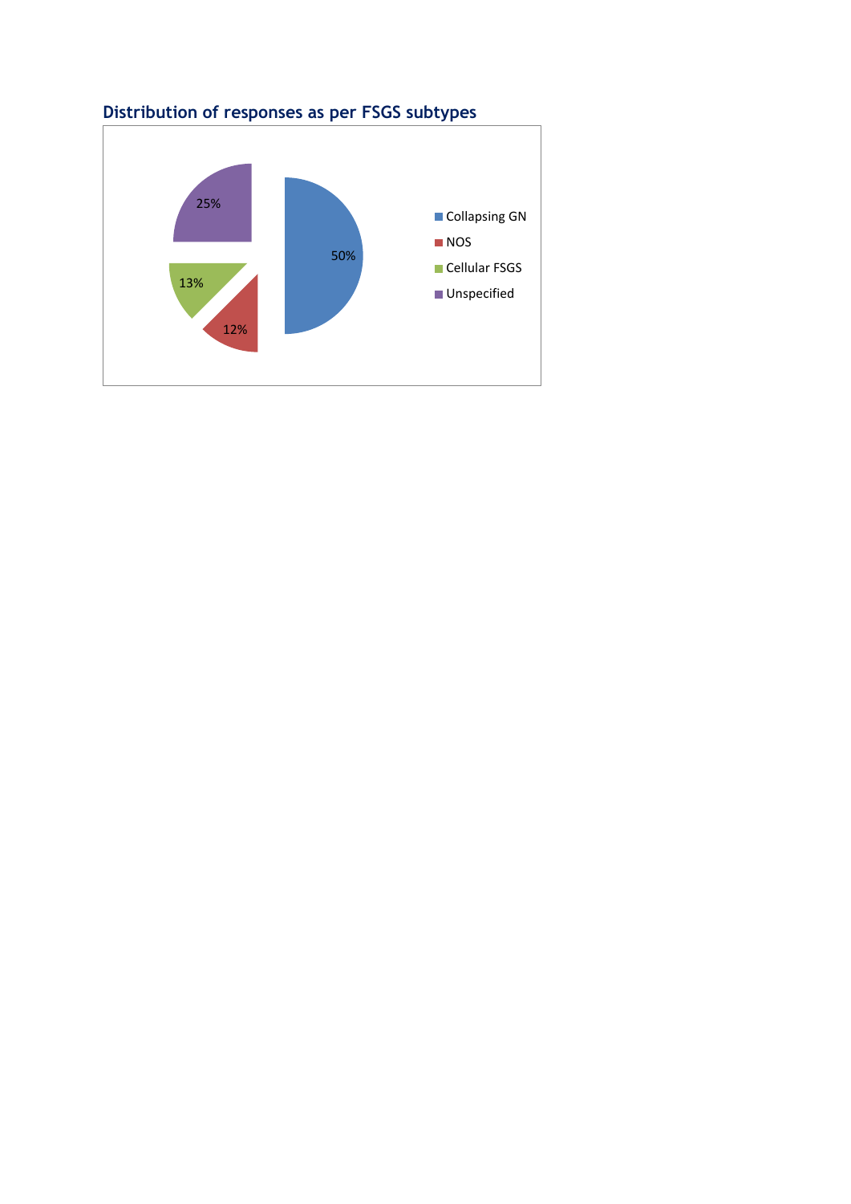## Distribution of responses as per FSGS subtypes

25%

50%

13%

12%

Collapsing GN

NOS

Cellular FSGS

Unspecified